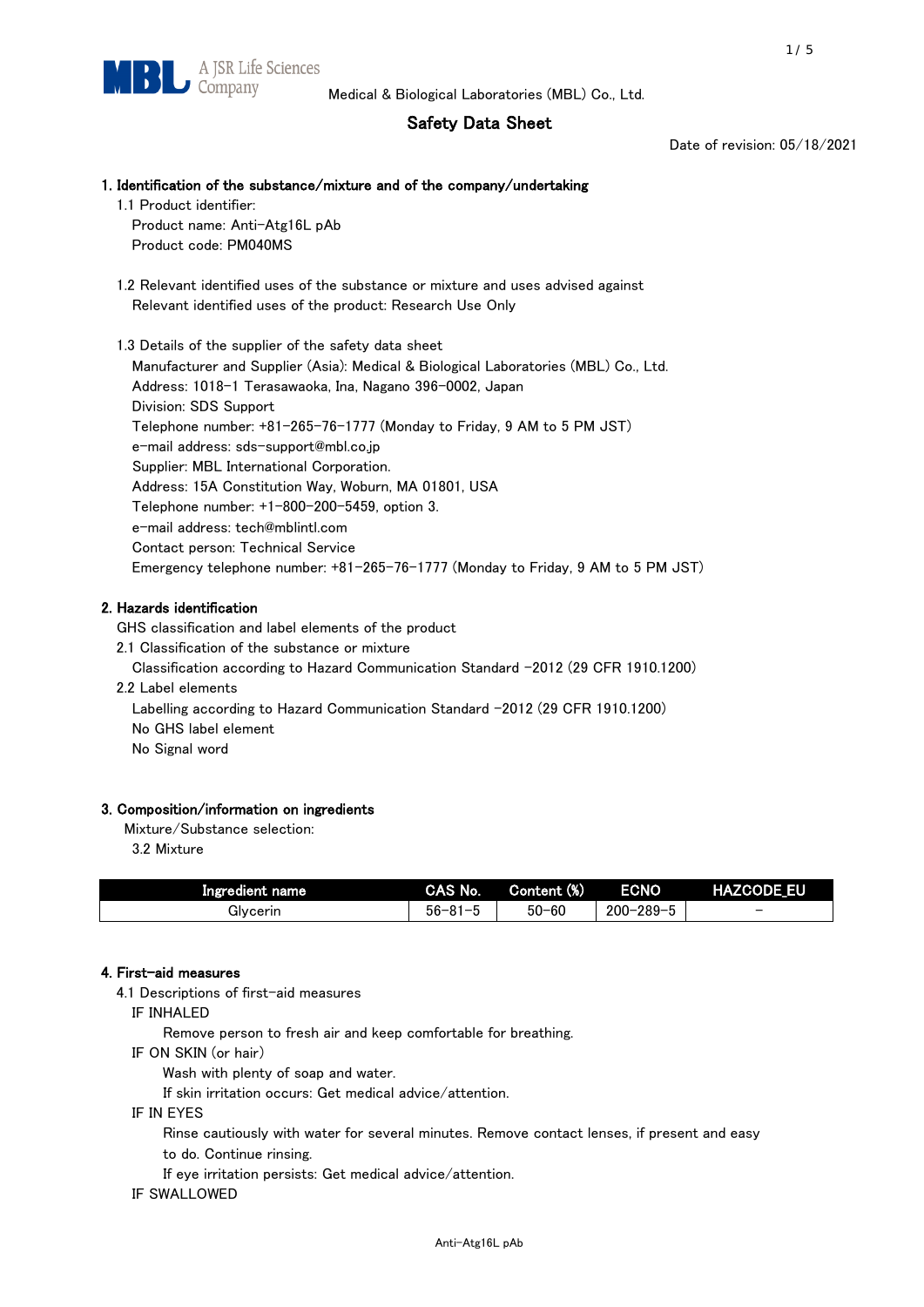Medical & Biological Laboratories (MBL) Co., Ltd.

# Safety Data Sheet

Date of revision: 05/18/2021

## 1. Identification of the substance/mixture and of the company/undertaking

1.1 Product identifier:

Product name: Anti-Atg16L pAb

Product code: PM040MS

1.2 Relevant identified uses of the substance or mixture and uses advised against

Relevant identified uses of the product: Research Use Only

1.3 Details of the supplier of the safety data sheet

Manufacturer and Supplier (Asia): Medical & Biological Laboratories (MBL) Co., Ltd.

Address: 1018-1 Terasawaoka, Ina, Nagano 396-0002, Japan

Division: SDS Support

Telephone number: +81-265-76-1777 (Monday to Friday, 9 AM to 5 PM JST)

e-mail address: sds-support@mbl.co.jp

Supplier: MBL International Corporation.

Address: 15A Constitution Way, Woburn, MA 01801, USA

Telephone number: +1-800-200-5459, option 3.

e-mail address: tech@mblintl.com

Contact person: Technical Service

Emergency telephone number: +81-265-76-1777 (Monday to Friday, 9 AM to 5 PM JST)

## 2. Hazards identification

GHS classification and label elements of the product

2.1 Classification of the substance or mixture

Classification according to Hazard Communication Standard -2012 (29 CFR 1910.1200)

2.2 Label elements

Labelling according to Hazard Communication Standard -2012 (29 CFR 1910.1200)

No GHS label element

No Signal word

## 3. Composition/information on ingredients

Mixture/Substance selection:

3.2 Mixture

| Ingredient name | CAS No. | Content (%) | ECNO | HAZCODE_EU |
|---|---|---|---|---|
| Glycerin | 56-81-5 | 50-60 | 200-289-5 | - |

## 4. First-aid measures

4.1 Descriptions of first-aid measures

IF INHALED

Remove person to fresh air and keep comfortable for breathing.

IF ON SKIN (or hair)

Wash with plenty of soap and water.

If skin irritation occurs: Get medical advice/attention.

IF IN EYES

Rinse cautiously with water for several minutes. Remove contact lenses, if present and easy to do. Continue rinsing.

If eye irritation persists: Get medical advice/attention.

IF SWALLOWED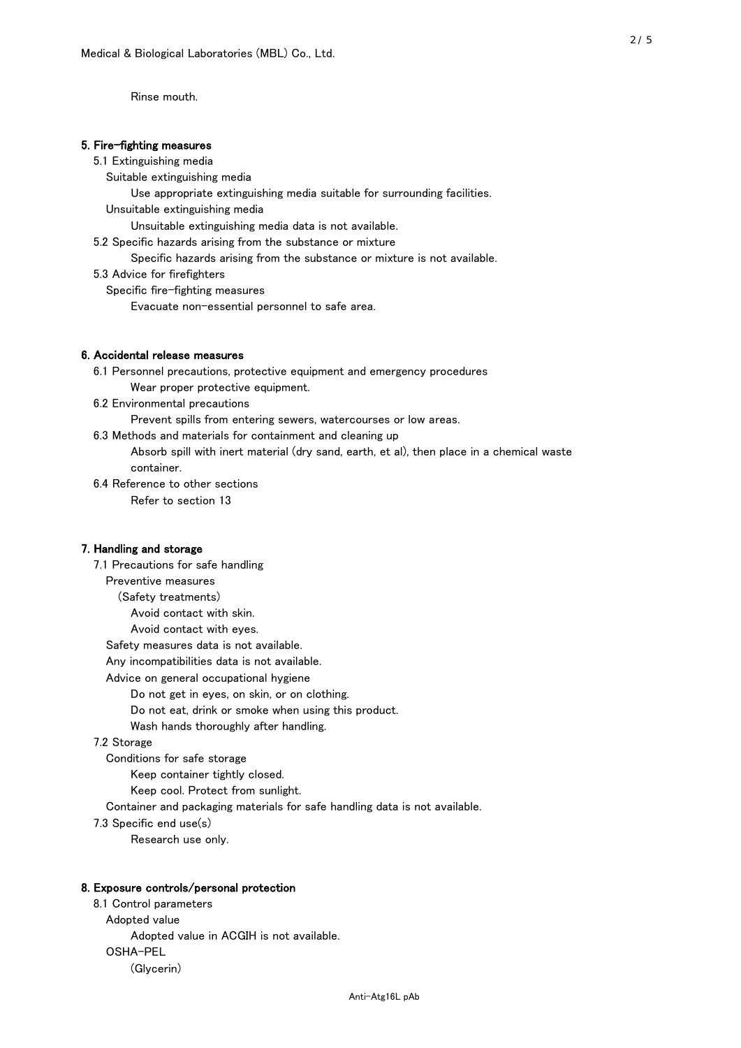Rinse mouth.

## 5. Fire-fighting measures

5.1 Extinguishing media

Suitable extinguishing media

Use appropriate extinguishing media suitable for surrounding facilities.

Unsuitable extinguishing media

Unsuitable extinguishing media data is not available.

5.2 Specific hazards arising from the substance or mixture

Specific hazards arising from the substance or mixture is not available.

5.3 Advice for firefighters

Specific fire-fighting measures

Evacuate non-essential personnel to safe area.

## 6. Accidental release measures

6.1 Personnel precautions, protective equipment and emergency procedures

Wear proper protective equipment.

6.2 Environmental precautions

Prevent spills from entering sewers, watercourses or low areas.

6.3 Methods and materials for containment and cleaning up

Absorb spill with inert material (dry sand, earth, et al), then place in a chemical waste container.

6.4 Reference to other sections

Refer to section 13

## 7. Handling and storage

7.1 Precautions for safe handling

Preventive measures

(Safety treatments)

Avoid contact with skin.

Avoid contact with eyes.

Safety measures data is not available.

Any incompatibilities data is not available.

Advice on general occupational hygiene

Do not get in eyes, on skin, or on clothing.

Do not eat, drink or smoke when using this product.

Wash hands thoroughly after handling.

7.2 Storage

Conditions for safe storage

Keep container tightly closed.

Keep cool. Protect from sunlight.

Container and packaging materials for safe handling data is not available.

7.3 Specific end use(s)

Research use only.

## 8. Exposure controls/personal protection

8.1 Control parameters

Adopted value

Adopted value in ACGIH is not available.

OSHA-PEL

(Glycerin)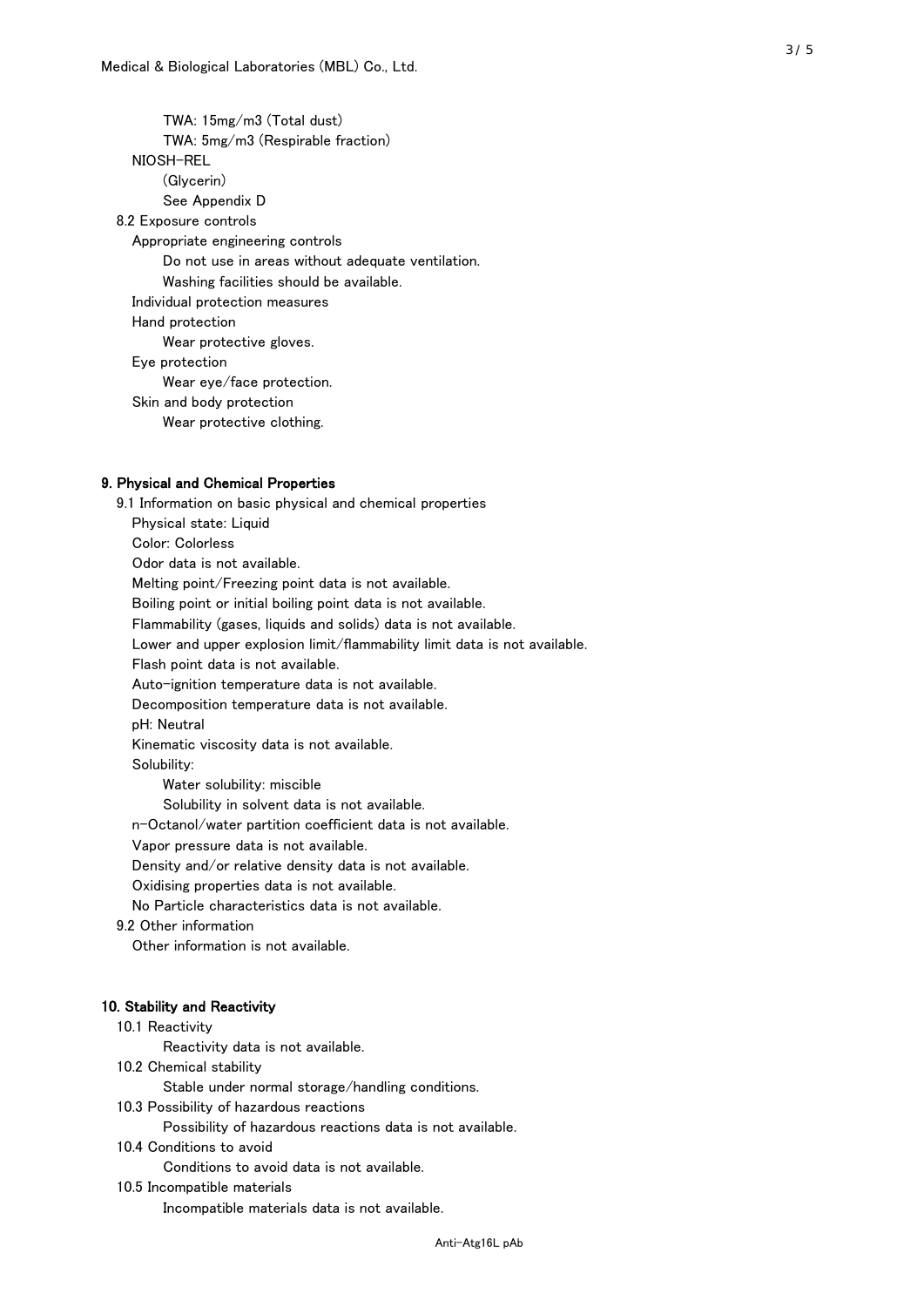TWA: 15mg/m3 (Total dust)

TWA: 5mg/m3 (Respirable fraction)

NIOSH-REL

(Glycerin)

See Appendix D

8.2 Exposure controls

Appropriate engineering controls

Do not use in areas without adequate ventilation.

Washing facilities should be available.

Individual protection measures

Hand protection

Wear protective gloves.

Eye protection

Wear eye/face protection.

Skin and body protection

Wear protective clothing.

## 9. Physical and Chemical Properties

9.1 Information on basic physical and chemical properties

Physical state: Liquid

Color: Colorless

Odor data is not available.

Melting point/Freezing point data is not available.

Boiling point or initial boiling point data is not available.

Flammability (gases, liquids and solids) data is not available.

Lower and upper explosion limit/flammability limit data is not available.

Flash point data is not available.

Auto-ignition temperature data is not available.

Decomposition temperature data is not available.

pH: Neutral

Kinematic viscosity data is not available.

Solubility:

Water solubility: miscible

Solubility in solvent data is not available.

n-Octanol/water partition coefficient data is not available.

Vapor pressure data is not available.

Density and/or relative density data is not available.

Oxidising properties data is not available.

No Particle characteristics data is not available.

9.2 Other information

Other information is not available.

## 10. Stability and Reactivity

10.1 Reactivity

Reactivity data is not available.

10.2 Chemical stability

Stable under normal storage/handling conditions.

10.3 Possibility of hazardous reactions

Possibility of hazardous reactions data is not available.

10.4 Conditions to avoid

Conditions to avoid data is not available.

10.5 Incompatible materials

Incompatible materials data is not available.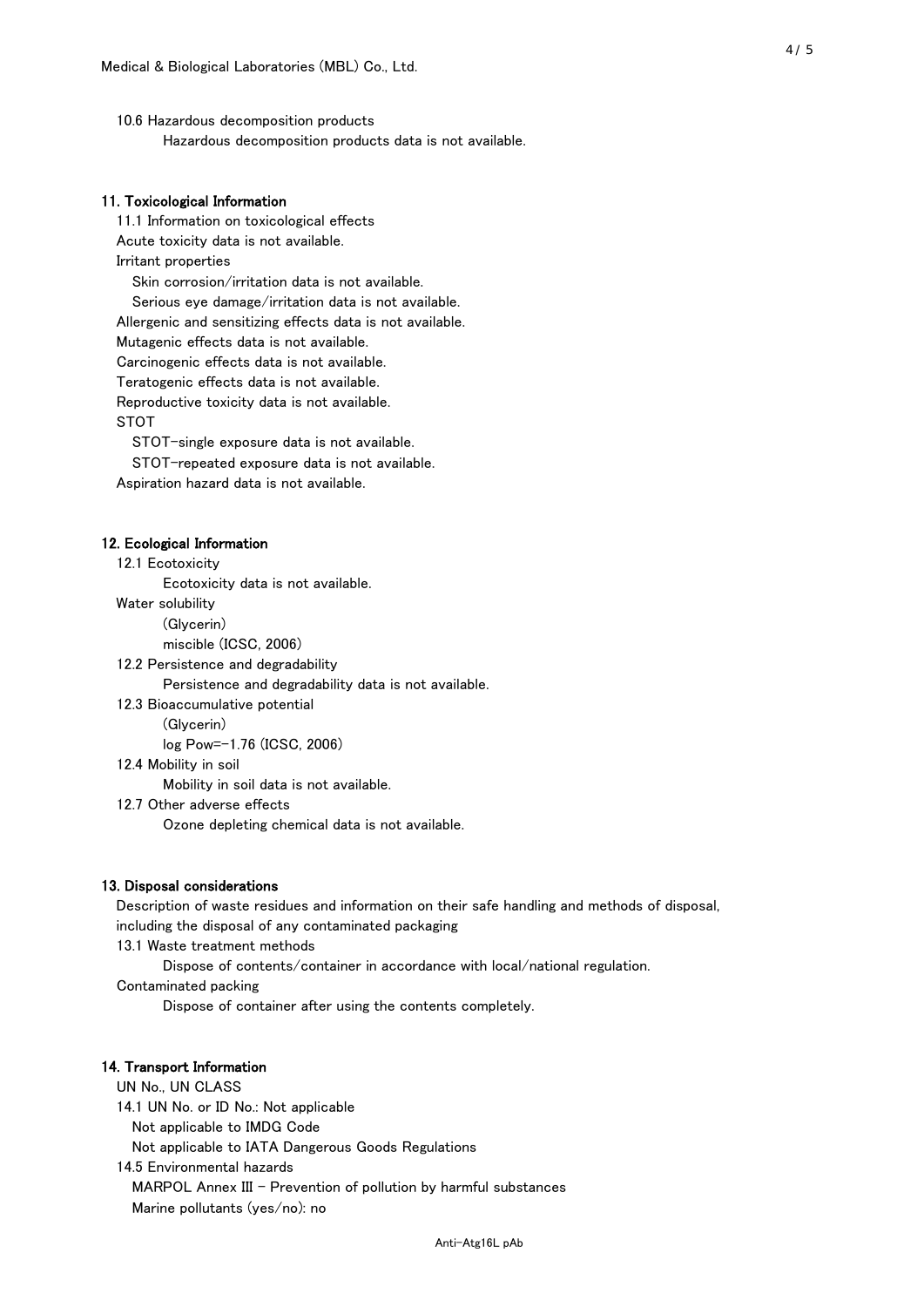10.6 Hazardous decomposition products

Hazardous decomposition products data is not available.

## 11. Toxicological Information

11.1 Information on toxicological effects

Acute toxicity data is not available.

Irritant properties

Skin corrosion/irritation data is not available.

Serious eye damage/irritation data is not available.

Allergenic and sensitizing effects data is not available.

Mutagenic effects data is not available.

Carcinogenic effects data is not available.

Teratogenic effects data is not available.

Reproductive toxicity data is not available.

STOT

STOT-single exposure data is not available.

STOT-repeated exposure data is not available.

Aspiration hazard data is not available.

## 12. Ecological Information

12.1 Ecotoxicity

Ecotoxicity data is not available.

Water solubility

(Glycerin)

miscible (ICSC, 2006)

12.2 Persistence and degradability

Persistence and degradability data is not available.

12.3 Bioaccumulative potential

(Glycerin)

log Pow=-1.76 (ICSC, 2006)

12.4 Mobility in soil

Mobility in soil data is not available.

12.7 Other adverse effects

Ozone depleting chemical data is not available.

## 13. Disposal considerations

Description of waste residues and information on their safe handling and methods of disposal, including the disposal of any contaminated packaging

13.1 Waste treatment methods

Dispose of contents/container in accordance with local/national regulation.

Contaminated packing

Dispose of container after using the contents completely.

## 14. Transport Information

UN No., UN CLASS

14.1 UN No. or ID No.: Not applicable

Not applicable to IMDG Code

Not applicable to IATA Dangerous Goods Regulations

14.5 Environmental hazards

MARPOL Annex III - Prevention of pollution by harmful substances

Marine pollutants (yes/no): no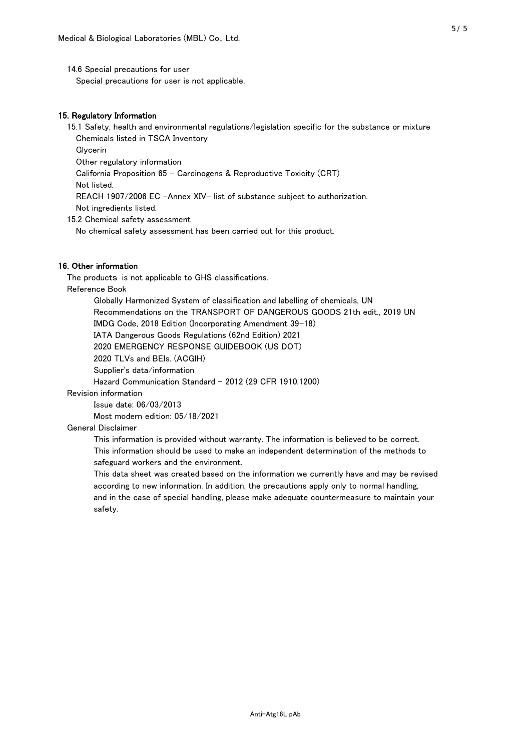14.6 Special precautions for user

Special precautions for user is not applicable.

## 15. Regulatory Information

15.1 Safety, health and environmental regulations/legislation specific for the substance or mixture

Chemicals listed in TSCA Inventory

Glycerin

Other regulatory information

California Proposition 65 - Carcinogens & Reproductive Toxicity (CRT)

Not listed.

REACH 1907/2006 EC -Annex XIV- list of substance subject to authorization.

Not ingredients listed.

15.2 Chemical safety assessment

No chemical safety assessment has been carried out for this product.

## 16. Other information

The products is not applicable to GHS classifications.

Reference Book

Globally Harmonized System of classification and labelling of chemicals, UN
Recommendations on the TRANSPORT OF DANGEROUS GOODS 21th edit., 2019 UN
IMDG Code, 2018 Edition (Incorporating Amendment 39-18)
IATA Dangerous Goods Regulations (62nd Edition) 2021
2020 EMERGENCY RESPONSE GUIDEBOOK (US DOT)
2020 TLVs and BEIs. (ACGIH)
Supplier's data/information
Hazard Communication Standard - 2012 (29 CFR 1910.1200)

Revision information

Issue date: 06/03/2013
Most modern edition: 05/18/2021

General Disclaimer

This information is provided without warranty. The information is believed to be correct. This information should be used to make an independent determination of the methods to safeguard workers and the environment.
This data sheet was created based on the information we currently have and may be revised according to new information. In addition, the precautions apply only to normal handling, and in the case of special handling, please make adequate countermeasure to maintain your safety.